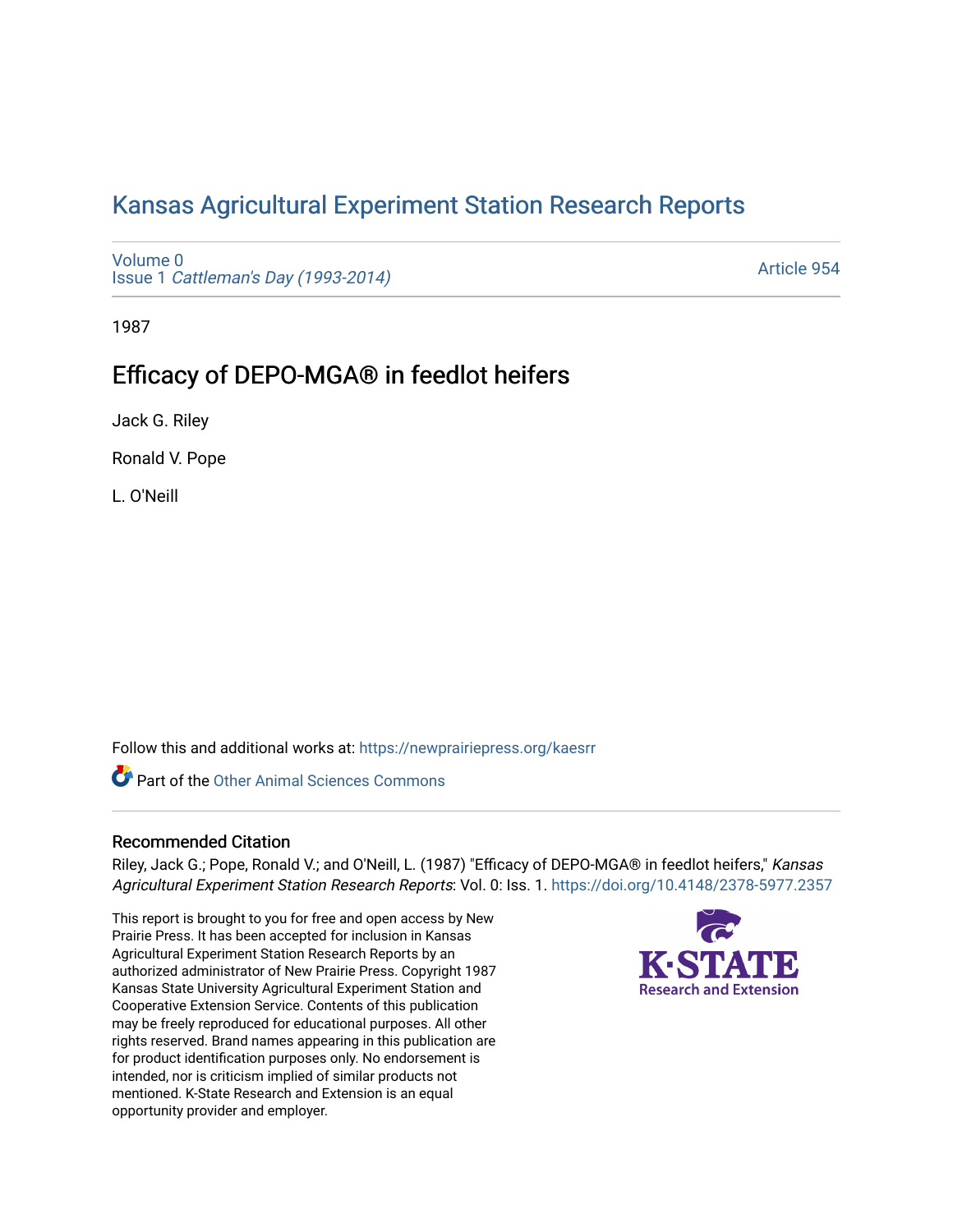# Kansas Agricultural Experiment Station Research Reports

Volume 0
Issue 1 *Cattleman's Day (1993-2014)*

Article 954

1987

## Efficacy of DEPO-MGA® in feedlot heifers

Jack G. Riley

Ronald V. Pope

L. O'Neill

Follow this and additional works at: https://newprairiepress.org/kaesrr

Part of the Other Animal Sciences Commons

### Recommended Citation

Riley, Jack G.; Pope, Ronald V.; and O'Neill, L. (1987) "Efficacy of DEPO-MGA® in feedlot heifers," *Kansas Agricultural Experiment Station Research Reports*: Vol. 0: Iss. 1. https://doi.org/10.4148/2378-5977.2357

This report is brought to you for free and open access by New Prairie Press. It has been accepted for inclusion in Kansas Agricultural Experiment Station Research Reports by an authorized administrator of New Prairie Press. Copyright 1987 Kansas State University Agricultural Experiment Station and Cooperative Extension Service. Contents of this publication may be freely reproduced for educational purposes. All other rights reserved. Brand names appearing in this publication are for product identification purposes only. No endorsement is intended, nor is criticism implied of similar products not mentioned. K-State Research and Extension is an equal opportunity provider and employer.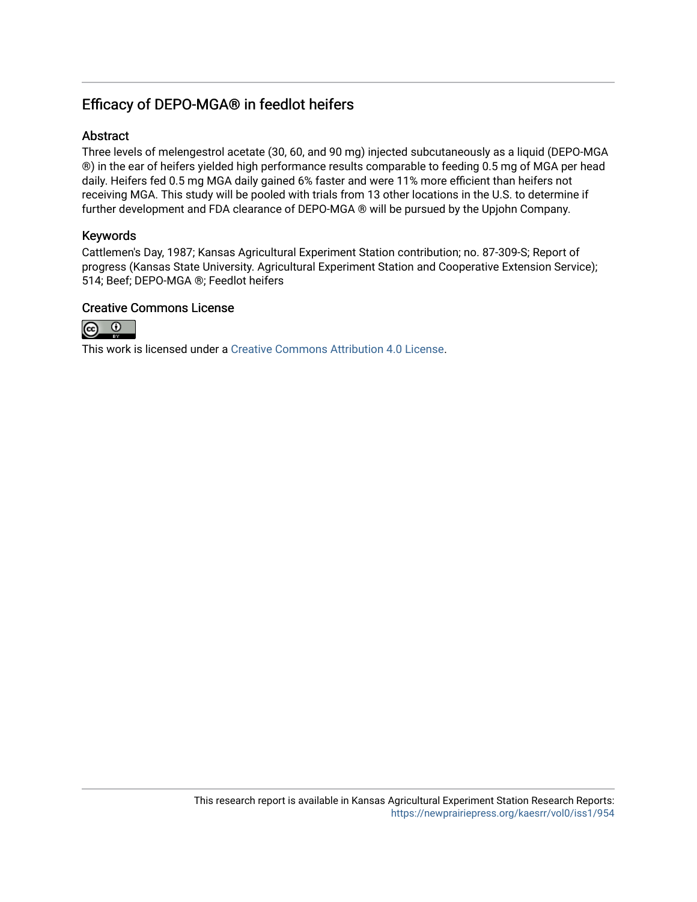# Efficacy of DEPO-MGA® in feedlot heifers

## Abstract

Three levels of melengestrol acetate (30, 60, and 90 mg) injected subcutaneously as a liquid (DEPO-MGA ®) in the ear of heifers yielded high performance results comparable to feeding 0.5 mg of MGA per head daily. Heifers fed 0.5 mg MGA daily gained 6% faster and were 11% more efficient than heifers not receiving MGA. This study will be pooled with trials from 13 other locations in the U.S. to determine if further development and FDA clearance of DEPO-MGA ® will be pursued by the Upjohn Company.

## Keywords

Cattlemen's Day, 1987; Kansas Agricultural Experiment Station contribution; no. 87-309-S; Report of progress (Kansas State University. Agricultural Experiment Station and Cooperative Extension Service); 514; Beef; DEPO-MGA ®; Feedlot heifers

## Creative Commons License

This work is licensed under a Creative Commons Attribution 4.0 License.

This research report is available in Kansas Agricultural Experiment Station Research Reports: https://newprairiepress.org/kaesrr/vol0/iss1/954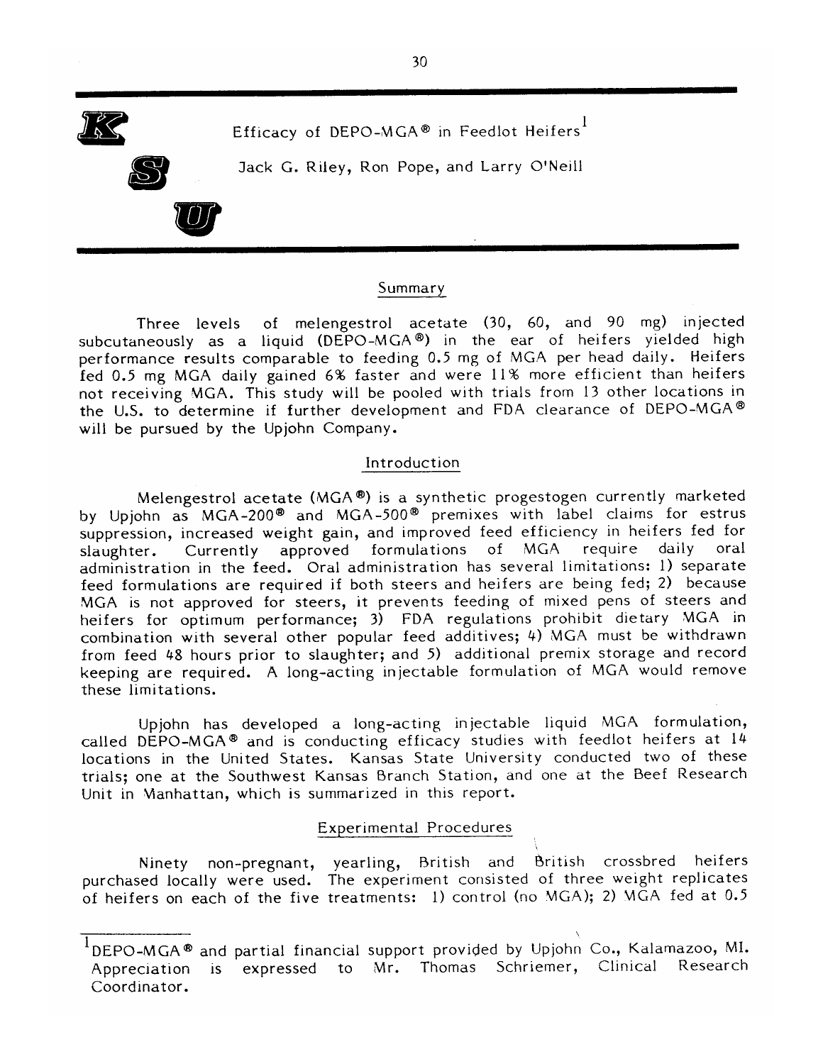# Efficacy of DEPO-MGA® in Feedlot Heifers[1]

Jack G. Riley, Ron Pope, and Larry O'Neill

## Summary

Three levels of melengestrol acetate (30, 60, and 90 mg) injected subcutaneously as a liquid (DEPO-MGA®) in the ear of heifers yielded high performance results comparable to feeding 0.5 mg of MGA per head daily. Heifers fed 0.5 mg MGA daily gained 6% faster and were 11% more efficient than heifers not receiving MGA. This study will be pooled with trials from 13 other locations in the U.S. to determine if further development and FDA clearance of DEPO-MGA® will be pursued by the Upjohn Company.

## Introduction

Melengestrol acetate (MGA®) is a synthetic progestogen currently marketed by Upjohn as MGA-200® and MGA-500® premixes with label claims for estrus suppression, increased weight gain, and improved feed efficiency in heifers fed for slaughter. Currently approved formulations of MGA require daily oral administration in the feed. Oral administration has several limitations: 1) separate feed formulations are required if both steers and heifers are being fed; 2) because MGA is not approved for steers, it prevents feeding of mixed pens of steers and heifers for optimum performance; 3) FDA regulations prohibit dietary MGA in combination with several other popular feed additives; 4) MGA must be withdrawn from feed 48 hours prior to slaughter; and 5) additional premix storage and record keeping are required. A long-acting injectable formulation of MGA would remove these limitations.

Upjohn has developed a long-acting injectable liquid MGA formulation, called DEPO-MGA® and is conducting efficacy studies with feedlot heifers at 14 locations in the United States. Kansas State University conducted two of these trials; one at the Southwest Kansas Branch Station, and one at the Beef Research Unit in Manhattan, which is summarized in this report.

## Experimental Procedures

Ninety non-pregnant, yearling, British and British crossbred heifers purchased locally were used. The experiment consisted of three weight replicates of heifers on each of the five treatments: 1) control (no MGA); 2) MGA fed at 0.5

[1] DEPO-MGA® and partial financial support provided by Upjohn Co., Kalamazoo, MI. Appreciation is expressed to Mr. Thomas Schriemer, Clinical Research Coordinator.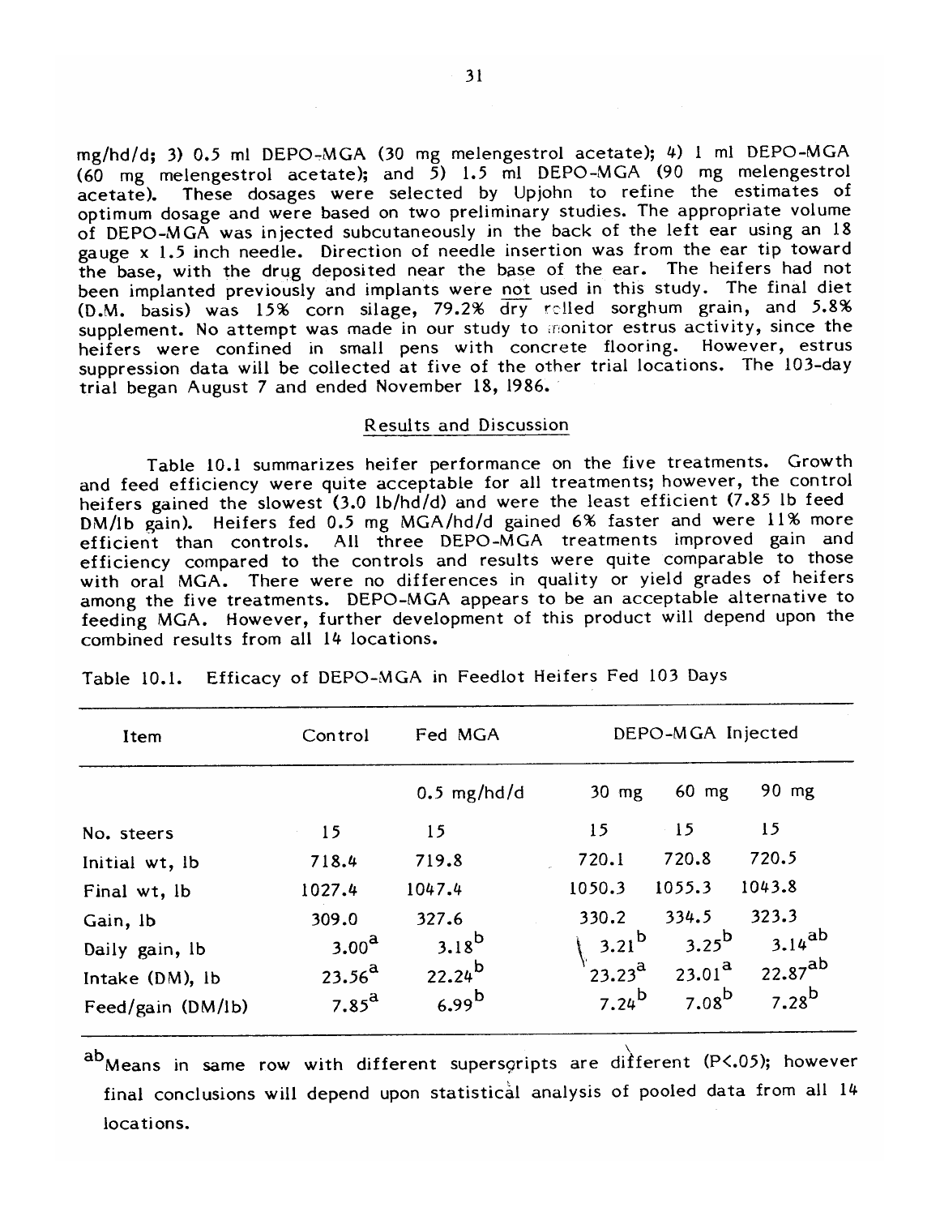mg/hd/d; 3) 0.5 ml DEPO-MGA (30 mg melengestrol acetate); 4) 1 ml DEPO-MGA (60 mg melengestrol acetate); and 5) 1.5 ml DEPO-MGA (90 mg melengestrol acetate). These dosages were selected by Upjohn to refine the estimates of optimum dosage and were based on two preliminary studies. The appropriate volume of DEPO-MGA was injected subcutaneously in the back of the left ear using an 18 gauge x 1.5 inch needle. Direction of needle insertion was from the ear tip toward the base, with the drug deposited near the base of the ear. The heifers had not been implanted previously and implants were not used in this study. The final diet (D.M. basis) was 15% corn silage, 79.2% dry rolled sorghum grain, and 5.8% supplement. No attempt was made in our study to monitor estrus activity, since the heifers were confined in small pens with concrete flooring. However, estrus suppression data will be collected at five of the other trial locations. The 103-day trial began August 7 and ended November 18, 1986.

## Results and Discussion

Table 10.1 summarizes heifer performance on the five treatments. Growth and feed efficiency were quite acceptable for all treatments; however, the control heifers gained the slowest (3.0 lb/hd/d) and were the least efficient (7.85 lb feed DM/lb gain). Heifers fed 0.5 mg MGA/hd/d gained 6% faster and were 11% more efficient than controls. All three DEPO-MGA treatments improved gain and efficiency compared to the controls and results were quite comparable to those with oral MGA. There were no differences in quality or yield grades of heifers among the five treatments. DEPO-MGA appears to be an acceptable alternative to feeding MGA. However, further development of this product will depend upon the combined results from all 14 locations.

Table 10.1. Efficacy of DEPO-MGA in Feedlot Heifers Fed 103 Days

| Item | Control | Fed MGA | DEPO-MGA Injected | | |
|---|---|---|---|---|---|
| | | 0.5 mg/hd/d | 30 mg | 60 mg | 90 mg |
| No. steers | 15 | 15 | 15 | 15 | 15 |
| Initial wt, lb | 718.4 | 719.8 | 720.1 | 720.8 | 720.5 |
| Final wt, lb | 1027.4 | 1047.4 | 1050.3 | 1055.3 | 1043.8 |
| Gain, lb | 309.0 | 327.6 | 330.2 | 334.5 | 323.3 |
| Daily gain, lb | 3.00[a] | 3.18[b] | 3.21[b] | 3.25[b] | 3.14[ab] |
| Intake (DM), lb | 23.56[a] | 22.24[b] | 23.23[a] | 23.01[a] | 22.87[ab] |
| Feed/gain (DM/lb) | 7.85[a] | 6.99[b] | 7.24[b] | 7.08[b] | 7.28[b] |

[ab]Means in same row with different superscripts are different ($P<.05$); however final conclusions will depend upon statistical analysis of pooled data from all 14 locations.